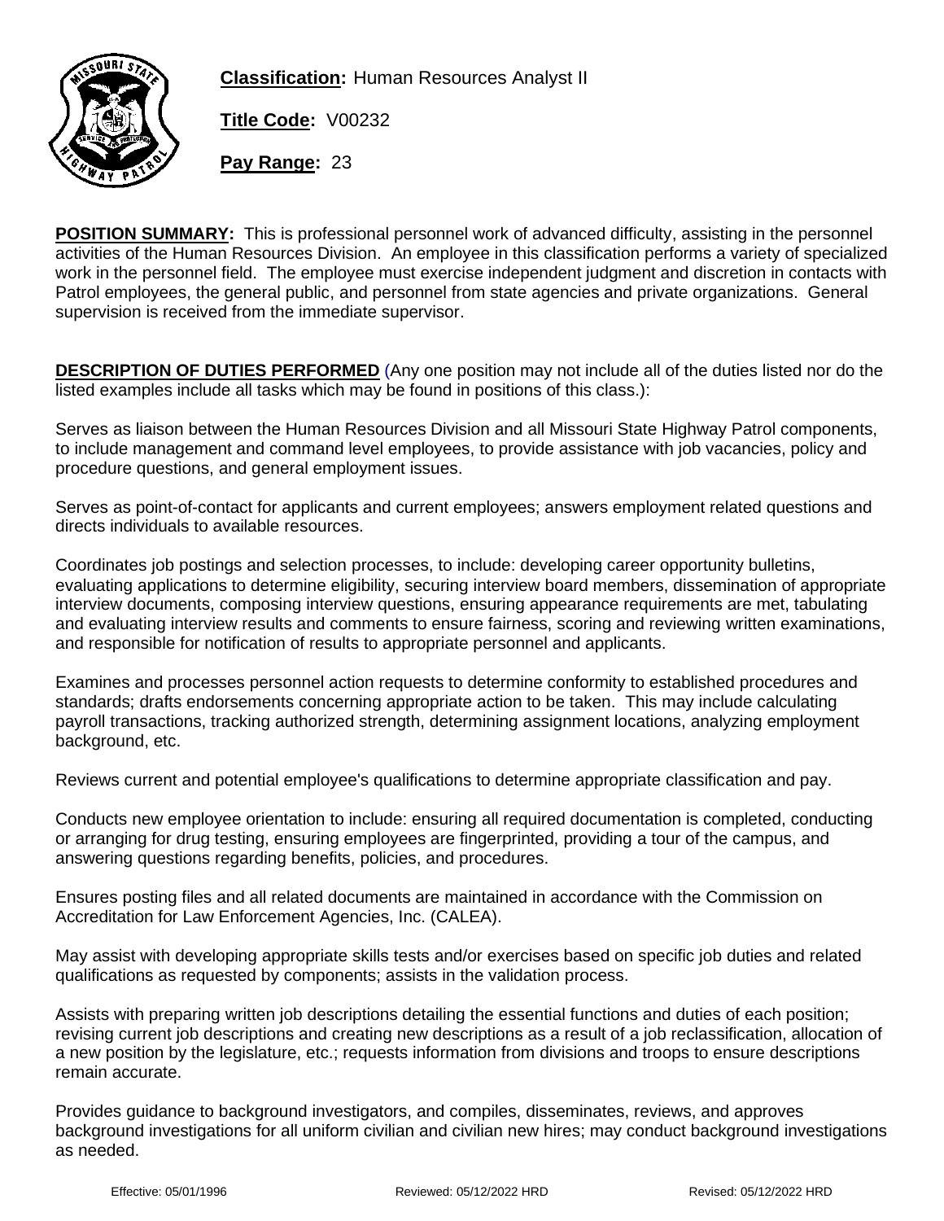**Classification:** Human Resources Analyst II

**Title Code:** V00232

**Pay Range:** 23

**POSITION SUMMARY:** This is professional personnel work of advanced difficulty, assisting in the personnel activities of the Human Resources Division. An employee in this classification performs a variety of specialized work in the personnel field. The employee must exercise independent judgment and discretion in contacts with Patrol employees, the general public, and personnel from state agencies and private organizations. General supervision is received from the immediate supervisor.

**DESCRIPTION OF DUTIES PERFORMED** (Any one position may not include all of the duties listed nor do the listed examples include all tasks which may be found in positions of this class.):

Serves as liaison between the Human Resources Division and all Missouri State Highway Patrol components, to include management and command level employees, to provide assistance with job vacancies, policy and procedure questions, and general employment issues.

Serves as point-of-contact for applicants and current employees; answers employment related questions and directs individuals to available resources.

Coordinates job postings and selection processes, to include: developing career opportunity bulletins, evaluating applications to determine eligibility, securing interview board members, dissemination of appropriate interview documents, composing interview questions, ensuring appearance requirements are met, tabulating and evaluating interview results and comments to ensure fairness, scoring and reviewing written examinations, and responsible for notification of results to appropriate personnel and applicants.

Examines and processes personnel action requests to determine conformity to established procedures and standards; drafts endorsements concerning appropriate action to be taken. This may include calculating payroll transactions, tracking authorized strength, determining assignment locations, analyzing employment background, etc.

Reviews current and potential employee's qualifications to determine appropriate classification and pay.

Conducts new employee orientation to include: ensuring all required documentation is completed, conducting or arranging for drug testing, ensuring employees are fingerprinted, providing a tour of the campus, and answering questions regarding benefits, policies, and procedures.

Ensures posting files and all related documents are maintained in accordance with the Commission on Accreditation for Law Enforcement Agencies, Inc. (CALEA).

May assist with developing appropriate skills tests and/or exercises based on specific job duties and related qualifications as requested by components; assists in the validation process.

Assists with preparing written job descriptions detailing the essential functions and duties of each position; revising current job descriptions and creating new descriptions as a result of a job reclassification, allocation of a new position by the legislature, etc.; requests information from divisions and troops to ensure descriptions remain accurate.

Provides guidance to background investigators, and compiles, disseminates, reviews, and approves background investigations for all uniform civilian and civilian new hires; may conduct background investigations as needed.

Effective: 05/01/1996 Reviewed: 05/12/2022 HRD Revised: 05/12/2022 HRD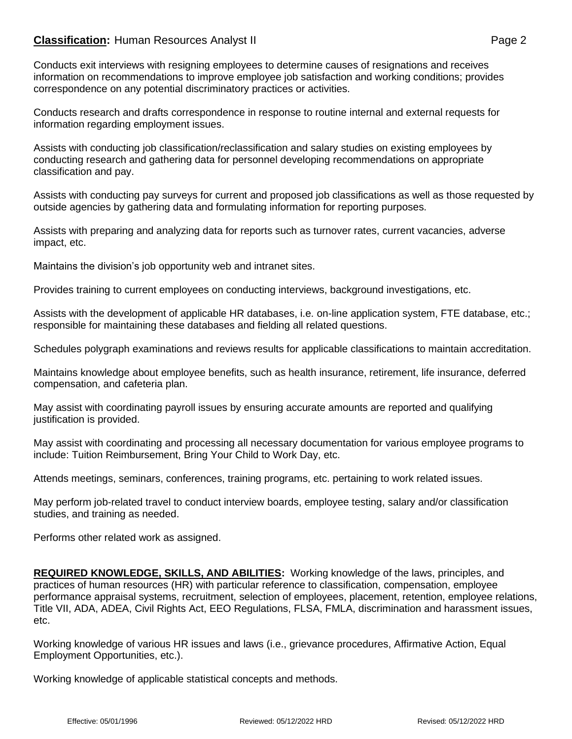Conducts exit interviews with resigning employees to determine causes of resignations and receives information on recommendations to improve employee job satisfaction and working conditions; provides correspondence on any potential discriminatory practices or activities.

Conducts research and drafts correspondence in response to routine internal and external requests for information regarding employment issues.

Assists with conducting job classification/reclassification and salary studies on existing employees by conducting research and gathering data for personnel developing recommendations on appropriate classification and pay.

Assists with conducting pay surveys for current and proposed job classifications as well as those requested by outside agencies by gathering data and formulating information for reporting purposes.

Assists with preparing and analyzing data for reports such as turnover rates, current vacancies, adverse impact, etc.

Maintains the division's job opportunity web and intranet sites.

Provides training to current employees on conducting interviews, background investigations, etc.

Assists with the development of applicable HR databases, i.e. on-line application system, FTE database, etc.; responsible for maintaining these databases and fielding all related questions.

Schedules polygraph examinations and reviews results for applicable classifications to maintain accreditation.

Maintains knowledge about employee benefits, such as health insurance, retirement, life insurance, deferred compensation, and cafeteria plan.

May assist with coordinating payroll issues by ensuring accurate amounts are reported and qualifying justification is provided.

May assist with coordinating and processing all necessary documentation for various employee programs to include: Tuition Reimbursement, Bring Your Child to Work Day, etc.

Attends meetings, seminars, conferences, training programs, etc. pertaining to work related issues.

May perform job-related travel to conduct interview boards, employee testing, salary and/or classification studies, and training as needed.

Performs other related work as assigned.

**REQUIRED KNOWLEDGE, SKILLS, AND ABILITIES:** Working knowledge of the laws, principles, and practices of human resources (HR) with particular reference to classification, compensation, employee performance appraisal systems, recruitment, selection of employees, placement, retention, employee relations, Title VII, ADA, ADEA, Civil Rights Act, EEO Regulations, FLSA, FMLA, discrimination and harassment issues, etc.

Working knowledge of various HR issues and laws (i.e., grievance procedures, Affirmative Action, Equal Employment Opportunities, etc.).

Working knowledge of applicable statistical concepts and methods.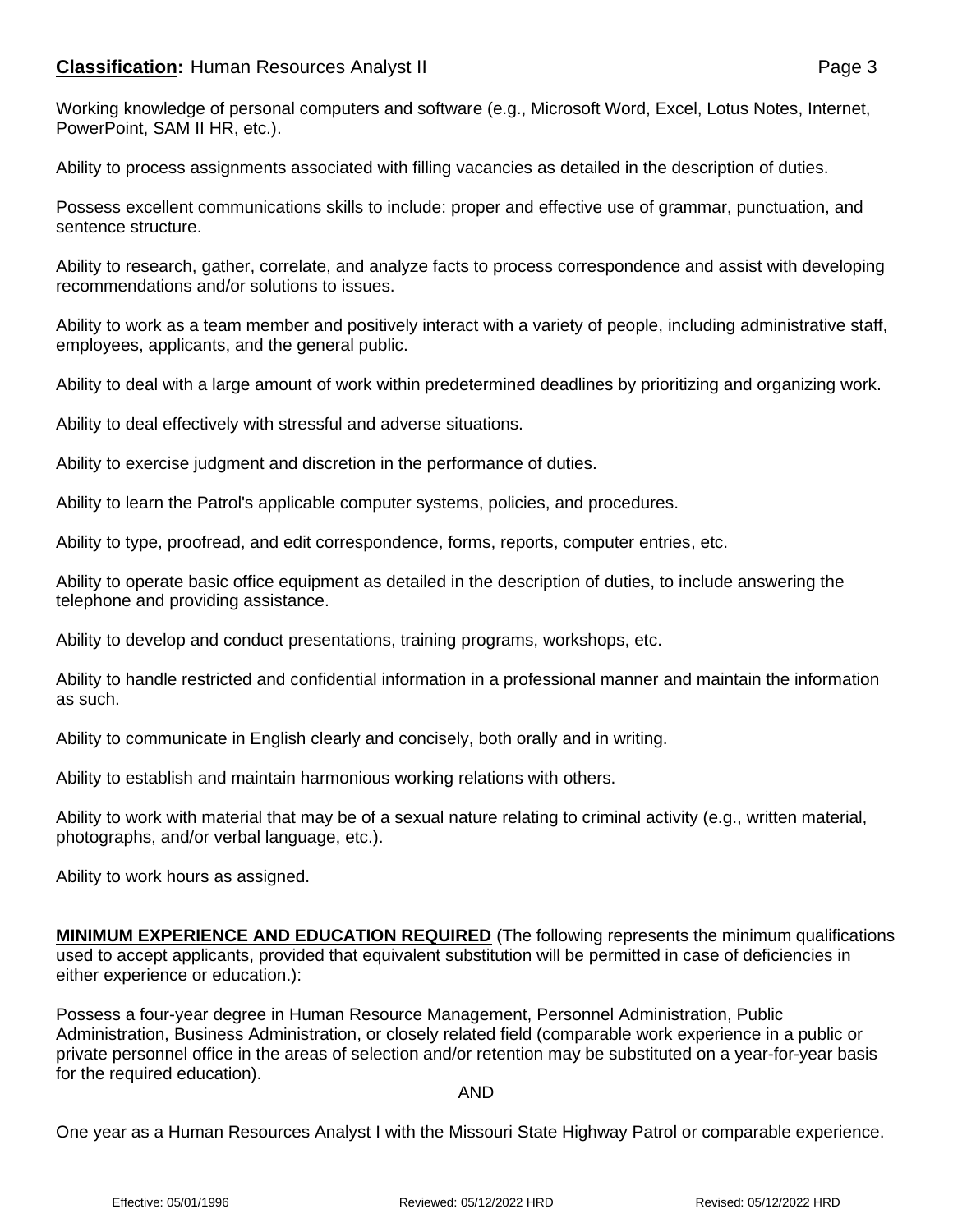Working knowledge of personal computers and software (e.g., Microsoft Word, Excel, Lotus Notes, Internet, PowerPoint, SAM II HR, etc.).

Ability to process assignments associated with filling vacancies as detailed in the description of duties.

Possess excellent communications skills to include: proper and effective use of grammar, punctuation, and sentence structure.

Ability to research, gather, correlate, and analyze facts to process correspondence and assist with developing recommendations and/or solutions to issues.

Ability to work as a team member and positively interact with a variety of people, including administrative staff, employees, applicants, and the general public.

Ability to deal with a large amount of work within predetermined deadlines by prioritizing and organizing work.

Ability to deal effectively with stressful and adverse situations.

Ability to exercise judgment and discretion in the performance of duties.

Ability to learn the Patrol's applicable computer systems, policies, and procedures.

Ability to type, proofread, and edit correspondence, forms, reports, computer entries, etc.

Ability to operate basic office equipment as detailed in the description of duties, to include answering the telephone and providing assistance.

Ability to develop and conduct presentations, training programs, workshops, etc.

Ability to handle restricted and confidential information in a professional manner and maintain the information as such.

Ability to communicate in English clearly and concisely, both orally and in writing.

Ability to establish and maintain harmonious working relations with others.

Ability to work with material that may be of a sexual nature relating to criminal activity (e.g., written material, photographs, and/or verbal language, etc.).

Ability to work hours as assigned.

**MINIMUM EXPERIENCE AND EDUCATION REQUIRED** (The following represents the minimum qualifications used to accept applicants, provided that equivalent substitution will be permitted in case of deficiencies in either experience or education.):

Possess a four-year degree in Human Resource Management, Personnel Administration, Public Administration, Business Administration, or closely related field (comparable work experience in a public or private personnel office in the areas of selection and/or retention may be substituted on a year-for-year basis for the required education).

AND

One year as a Human Resources Analyst I with the Missouri State Highway Patrol or comparable experience.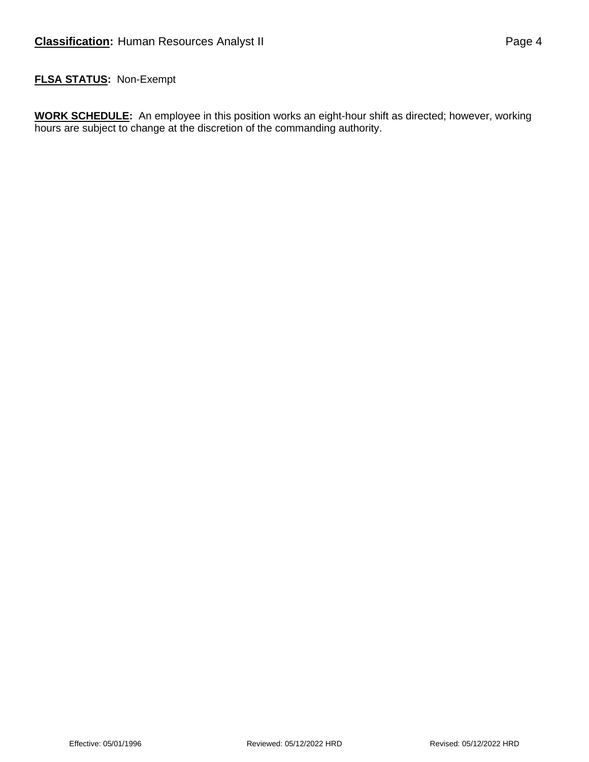**FLSA STATUS:** Non-Exempt

**WORK SCHEDULE:** An employee in this position works an eight-hour shift as directed; however, working hours are subject to change at the discretion of the commanding authority.